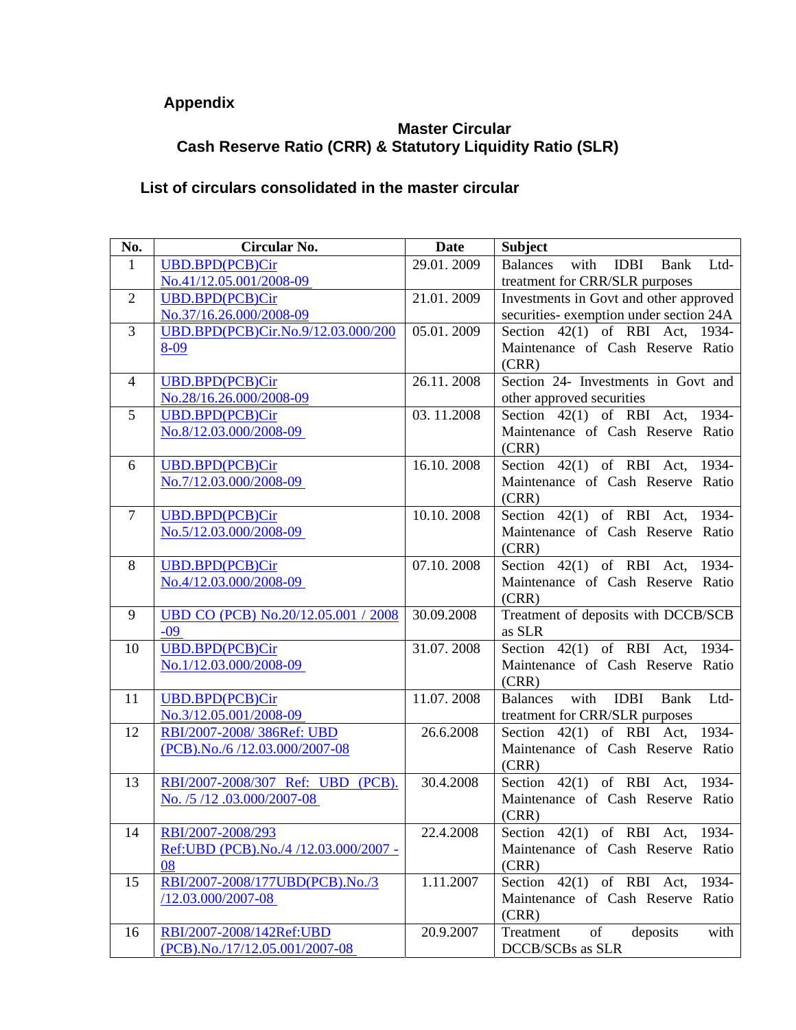## Appendix

### Master Circular
### Cash Reserve Ratio (CRR) & Statutory Liquidity Ratio (SLR)

### List of circulars consolidated in the master circular

| No. | Circular No. | Date | Subject |
|---|---|---|---|
| 1 | UBD.BPD(PCB)Cir No.41/12.05.001/2008-09 | 29.01. 2009 | Balances with IDBI Bank Ltd- treatment for CRR/SLR purposes |
| 2 | UBD.BPD(PCB)Cir No.37/16.26.000/2008-09 | 21.01. 2009 | Investments in Govt and other approved securities- exemption under section 24A |
| 3 | UBD.BPD(PCB)Cir.No.9/12.03.000/2008-09 | 05.01. 2009 | Section 42(1) of RBI Act, 1934- Maintenance of Cash Reserve Ratio (CRR) |
| 4 | UBD.BPD(PCB)Cir No.28/16.26.000/2008-09 | 26.11. 2008 | Section 24- Investments in Govt and other approved securities |
| 5 | UBD.BPD(PCB)Cir No.8/12.03.000/2008-09 | 03. 11.2008 | Section 42(1) of RBI Act, 1934- Maintenance of Cash Reserve Ratio (CRR) |
| 6 | UBD.BPD(PCB)Cir No.7/12.03.000/2008-09 | 16.10. 2008 | Section 42(1) of RBI Act, 1934- Maintenance of Cash Reserve Ratio (CRR) |
| 7 | UBD.BPD(PCB)Cir No.5/12.03.000/2008-09 | 10.10. 2008 | Section 42(1) of RBI Act, 1934- Maintenance of Cash Reserve Ratio (CRR) |
| 8 | UBD.BPD(PCB)Cir No.4/12.03.000/2008-09 | 07.10. 2008 | Section 42(1) of RBI Act, 1934- Maintenance of Cash Reserve Ratio (CRR) |
| 9 | UBD CO (PCB) No.20/12.05.001 / 2008 -09 | 30.09.2008 | Treatment of deposits with DCCB/SCB as SLR |
| 10 | UBD.BPD(PCB)Cir No.1/12.03.000/2008-09 | 31.07. 2008 | Section 42(1) of RBI Act, 1934- Maintenance of Cash Reserve Ratio (CRR) |
| 11 | UBD.BPD(PCB)Cir No.3/12.05.001/2008-09 | 11.07. 2008 | Balances with IDBI Bank Ltd- treatment for CRR/SLR purposes |
| 12 | RBI/2007-2008/ 386Ref: UBD (PCB).No./6 /12.03.000/2007-08 | 26.6.2008 | Section 42(1) of RBI Act, 1934- Maintenance of Cash Reserve Ratio (CRR) |
| 13 | RBI/2007-2008/307 Ref: UBD (PCB). No. /5 /12 .03.000/2007-08 | 30.4.2008 | Section 42(1) of RBI Act, 1934- Maintenance of Cash Reserve Ratio (CRR) |
| 14 | RBI/2007-2008/293 Ref:UBD (PCB).No./4 /12.03.000/2007 -08 | 22.4.2008 | Section 42(1) of RBI Act, 1934- Maintenance of Cash Reserve Ratio (CRR) |
| 15 | RBI/2007-2008/177UBD(PCB).No./3 /12.03.000/2007-08 | 1.11.2007 | Section 42(1) of RBI Act, 1934- Maintenance of Cash Reserve Ratio (CRR) |
| 16 | RBI/2007-2008/142Ref:UBD (PCB).No./17/12.05.001/2007-08 | 20.9.2007 | Treatment of deposits with DCCB/SCBs as SLR |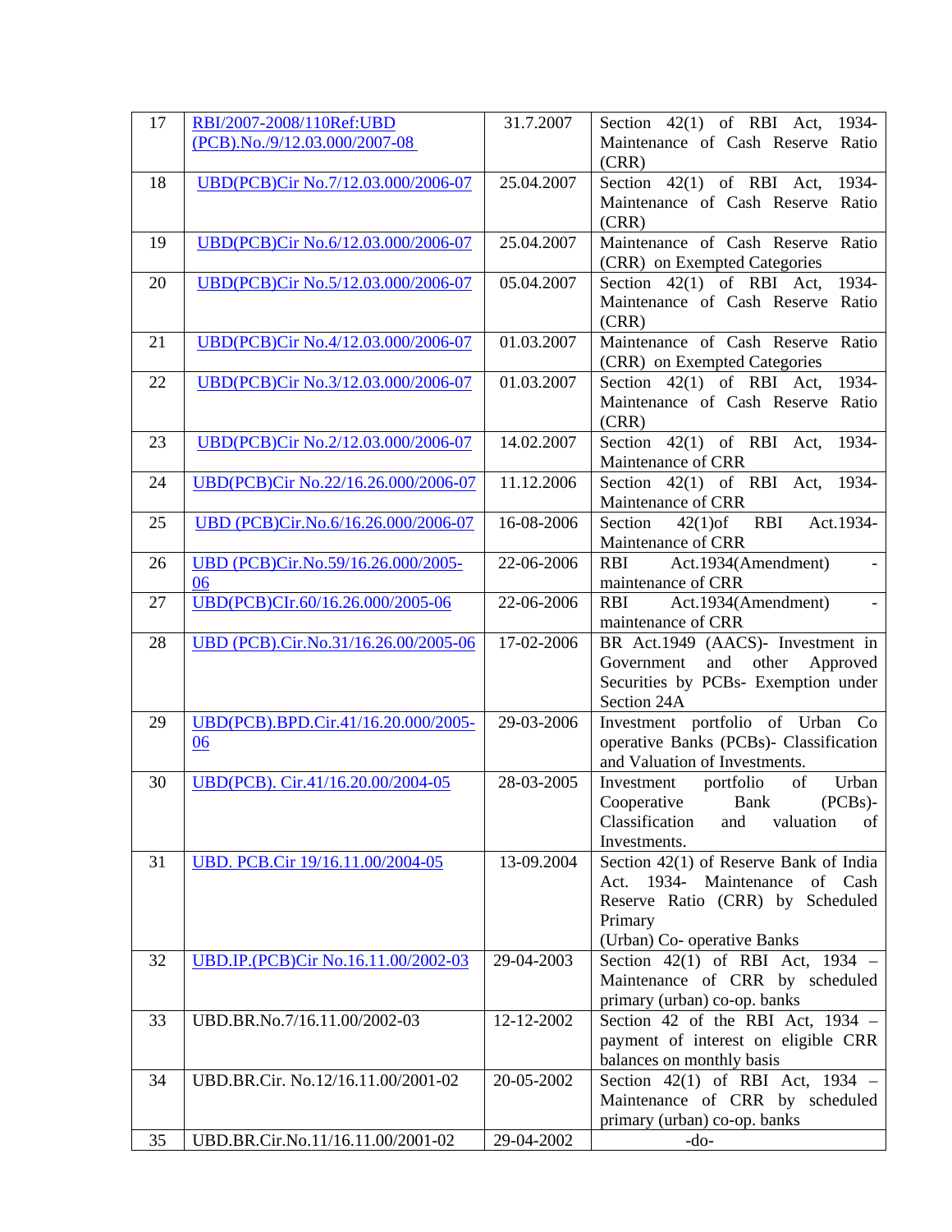| 17 | RBI/2007-2008/110Ref:UBD (PCB).No./9/12.03.000/2007-08 | 31.7.2007 | Section 42(1) of RBI Act, 1934- Maintenance of Cash Reserve Ratio (CRR) |
|---|---|---|---|
| 18 | UBD(PCB)Cir No.7/12.03.000/2006-07 | 25.04.2007 | Section 42(1) of RBI Act, 1934- Maintenance of Cash Reserve Ratio (CRR) |
| 19 | UBD(PCB)Cir No.6/12.03.000/2006-07 | 25.04.2007 | Maintenance of Cash Reserve Ratio (CRR) on Exempted Categories |
| 20 | UBD(PCB)Cir No.5/12.03.000/2006-07 | 05.04.2007 | Section 42(1) of RBI Act, 1934- Maintenance of Cash Reserve Ratio (CRR) |
| 21 | UBD(PCB)Cir No.4/12.03.000/2006-07 | 01.03.2007 | Maintenance of Cash Reserve Ratio (CRR) on Exempted Categories |
| 22 | UBD(PCB)Cir No.3/12.03.000/2006-07 | 01.03.2007 | Section 42(1) of RBI Act, 1934- Maintenance of Cash Reserve Ratio (CRR) |
| 23 | UBD(PCB)Cir No.2/12.03.000/2006-07 | 14.02.2007 | Section 42(1) of RBI Act, 1934- Maintenance of CRR |
| 24 | UBD(PCB)Cir No.22/16.26.000/2006-07 | 11.12.2006 | Section 42(1) of RBI Act, 1934- Maintenance of CRR |
| 25 | UBD (PCB)Cir.No.6/16.26.000/2006-07 | 16-08-2006 | Section 42(1)of RBI Act.1934- Maintenance of CRR |
| 26 | UBD (PCB)Cir.No.59/16.26.000/2005-06 | 22-06-2006 | RBI Act.1934(Amendment) - maintenance of CRR |
| 27 | UBD(PCB)CIr.60/16.26.000/2005-06 | 22-06-2006 | RBI Act.1934(Amendment) - maintenance of CRR |
| 28 | UBD (PCB).Cir.No.31/16.26.00/2005-06 | 17-02-2006 | BR Act.1949 (AACS)- Investment in Government and other Approved Securities by PCBs- Exemption under Section 24A |
| 29 | UBD(PCB).BPD.Cir.41/16.20.000/2005-06 | 29-03-2006 | Investment portfolio of Urban Co operative Banks (PCBs)- Classification and Valuation of Investments. |
| 30 | UBD(PCB). Cir.41/16.20.00/2004-05 | 28-03-2005 | Investment portfolio of Urban Cooperative Bank (PCBs)- Classification and valuation of Investments. |
| 31 | UBD. PCB.Cir 19/16.11.00/2004-05 | 13-09.2004 | Section 42(1) of Reserve Bank of India Act. 1934- Maintenance of Cash Reserve Ratio (CRR) by Scheduled Primary (Urban) Co- operative Banks |
| 32 | UBD.IP.(PCB)Cir No.16.11.00/2002-03 | 29-04-2003 | Section 42(1) of RBI Act, 1934 – Maintenance of CRR by scheduled primary (urban) co-op. banks |
| 33 | UBD.BR.No.7/16.11.00/2002-03 | 12-12-2002 | Section 42 of the RBI Act, 1934 – payment of interest on eligible CRR balances on monthly basis |
| 34 | UBD.BR.Cir. No.12/16.11.00/2001-02 | 20-05-2002 | Section 42(1) of RBI Act, 1934 – Maintenance of CRR by scheduled primary (urban) co-op. banks |
| 35 | UBD.BR.Cir.No.11/16.11.00/2001-02 | 29-04-2002 | -do- |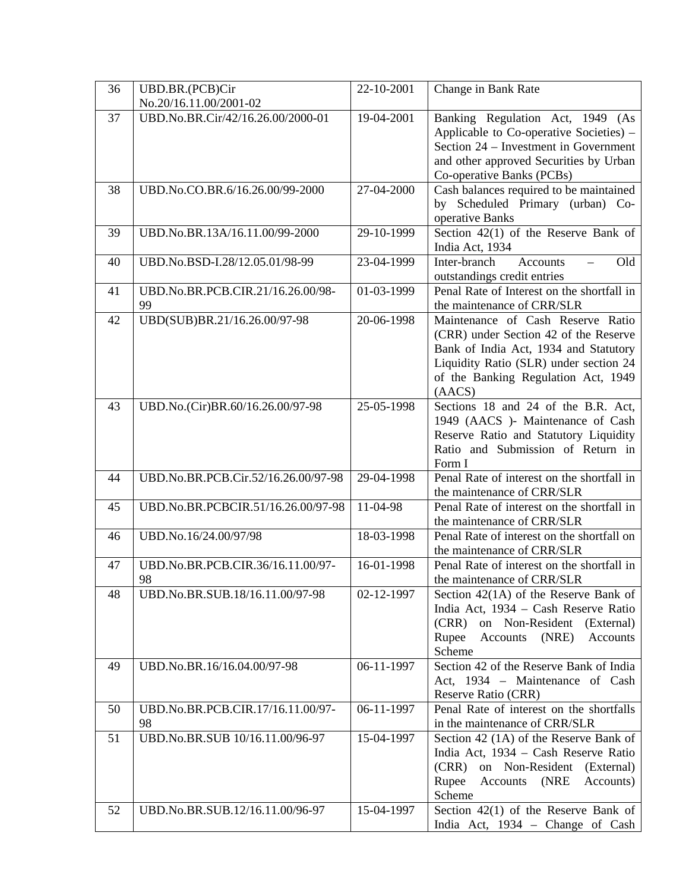| 36 | UBD.BR.(PCB)Cir No.20/16.11.00/2001-02 | 22-10-2001 | Change in Bank Rate |
|---|---|---|---|
| 37 | UBD.No.BR.Cir/42/16.26.00/2000-01 | 19-04-2001 | Banking Regulation Act, 1949 (As Applicable to Co-operative Societies) – Section 24 – Investment in Government and other approved Securities by Urban Co-operative Banks (PCBs) |
| 38 | UBD.No.CO.BR.6/16.26.00/99-2000 | 27-04-2000 | Cash balances required to be maintained by Scheduled Primary (urban) Co-operative Banks |
| 39 | UBD.No.BR.13A/16.11.00/99-2000 | 29-10-1999 | Section 42(1) of the Reserve Bank of India Act, 1934 |
| 40 | UBD.No.BSD-I.28/12.05.01/98-99 | 23-04-1999 | Inter-branch Accounts – Old outstandings credit entries |
| 41 | UBD.No.BR.PCB.CIR.21/16.26.00/98-99 | 01-03-1999 | Penal Rate of Interest on the shortfall in the maintenance of CRR/SLR |
| 42 | UBD(SUB)BR.21/16.26.00/97-98 | 20-06-1998 | Maintenance of Cash Reserve Ratio (CRR) under Section 42 of the Reserve Bank of India Act, 1934 and Statutory Liquidity Ratio (SLR) under section 24 of the Banking Regulation Act, 1949 (AACS) |
| 43 | UBD.No.(Cir)BR.60/16.26.00/97-98 | 25-05-1998 | Sections 18 and 24 of the B.R. Act, 1949 (AACS )- Maintenance of Cash Reserve Ratio and Statutory Liquidity Ratio and Submission of Return in Form I |
| 44 | UBD.No.BR.PCB.Cir.52/16.26.00/97-98 | 29-04-1998 | Penal Rate of interest on the shortfall in the maintenance of CRR/SLR |
| 45 | UBD.No.BR.PCBCIR.51/16.26.00/97-98 | 11-04-98 | Penal Rate of interest on the shortfall in the maintenance of CRR/SLR |
| 46 | UBD.No.16/24.00/97/98 | 18-03-1998 | Penal Rate of interest on the shortfall on the maintenance of CRR/SLR |
| 47 | UBD.No.BR.PCB.CIR.36/16.11.00/97-98 | 16-01-1998 | Penal Rate of interest on the shortfall in the maintenance of CRR/SLR |
| 48 | UBD.No.BR.SUB.18/16.11.00/97-98 | 02-12-1997 | Section 42(1A) of the Reserve Bank of India Act, 1934 – Cash Reserve Ratio (CRR) on Non-Resident (External) Rupee Accounts (NRE) Accounts Scheme |
| 49 | UBD.No.BR.16/16.04.00/97-98 | 06-11-1997 | Section 42 of the Reserve Bank of India Act, 1934 – Maintenance of Cash Reserve Ratio (CRR) |
| 50 | UBD.No.BR.PCB.CIR.17/16.11.00/97-98 | 06-11-1997 | Penal Rate of interest on the shortfalls in the maintenance of CRR/SLR |
| 51 | UBD.No.BR.SUB 10/16.11.00/96-97 | 15-04-1997 | Section 42 (1A) of the Reserve Bank of India Act, 1934 – Cash Reserve Ratio (CRR) on Non-Resident (External) Rupee Accounts (NRE Accounts) Scheme |
| 52 | UBD.No.BR.SUB.12/16.11.00/96-97 | 15-04-1997 | Section 42(1) of the Reserve Bank of India Act, 1934 – Change of Cash |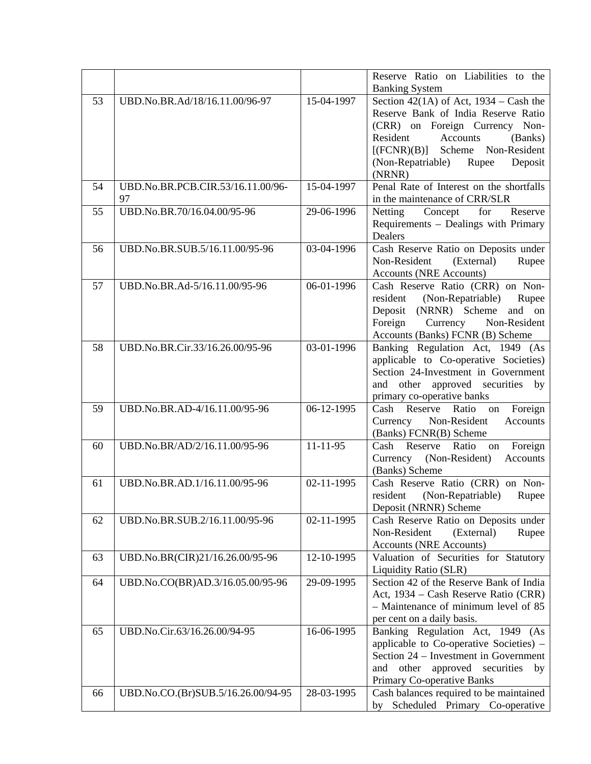| | | | |
|---|---|---|---|
| | | | Reserve Ratio on Liabilities to the Banking System |
| 53 | UBD.No.BR.Ad/18/16.11.00/96-97 | 15-04-1997 | Section 42(1A) of Act, 1934 – Cash the Reserve Bank of India Reserve Ratio (CRR) on Foreign Currency Non-Resident Accounts (Banks) [(FCNR)(B)] Scheme Non-Resident (Non-Repatriable) Rupee Deposit (NRNR) |
| 54 | UBD.No.BR.PCB.CIR.53/16.11.00/96-97 | 15-04-1997 | Penal Rate of Interest on the shortfalls in the maintenance of CRR/SLR |
| 55 | UBD.No.BR.70/16.04.00/95-96 | 29-06-1996 | Netting Concept for Reserve Requirements – Dealings with Primary Dealers |
| 56 | UBD.No.BR.SUB.5/16.11.00/95-96 | 03-04-1996 | Cash Reserve Ratio on Deposits under Non-Resident (External) Rupee Accounts (NRE Accounts) |
| 57 | UBD.No.BR.Ad-5/16.11.00/95-96 | 06-01-1996 | Cash Reserve Ratio (CRR) on Non-resident (Non-Repatriable) Rupee Deposit (NRNR) Scheme and on Foreign Currency Non-Resident Accounts (Banks) FCNR (B) Scheme |
| 58 | UBD.No.BR.Cir.33/16.26.00/95-96 | 03-01-1996 | Banking Regulation Act, 1949 (As applicable to Co-operative Societies) Section 24-Investment in Government and other approved securities by primary co-operative banks |
| 59 | UBD.No.BR.AD-4/16.11.00/95-96 | 06-12-1995 | Cash Reserve Ratio on Foreign Currency Non-Resident Accounts (Banks) FCNR(B) Scheme |
| 60 | UBD.No.BR/AD/2/16.11.00/95-96 | 11-11-95 | Cash Reserve Ratio on Foreign Currency (Non-Resident) Accounts (Banks) Scheme |
| 61 | UBD.No.BR.AD.1/16.11.00/95-96 | 02-11-1995 | Cash Reserve Ratio (CRR) on Non-resident (Non-Repatriable) Rupee Deposit (NRNR) Scheme |
| 62 | UBD.No.BR.SUB.2/16.11.00/95-96 | 02-11-1995 | Cash Reserve Ratio on Deposits under Non-Resident (External) Rupee Accounts (NRE Accounts) |
| 63 | UBD.No.BR(CIR)21/16.26.00/95-96 | 12-10-1995 | Valuation of Securities for Statutory Liquidity Ratio (SLR) |
| 64 | UBD.No.CO(BR)AD.3/16.05.00/95-96 | 29-09-1995 | Section 42 of the Reserve Bank of India Act, 1934 – Cash Reserve Ratio (CRR) – Maintenance of minimum level of 85 per cent on a daily basis. |
| 65 | UBD.No.Cir.63/16.26.00/94-95 | 16-06-1995 | Banking Regulation Act, 1949 (As applicable to Co-operative Societies) – Section 24 – Investment in Government and other approved securities by Primary Co-operative Banks |
| 66 | UBD.No.CO.(Br)SUB.5/16.26.00/94-95 | 28-03-1995 | Cash balances required to be maintained by Scheduled Primary Co-operative |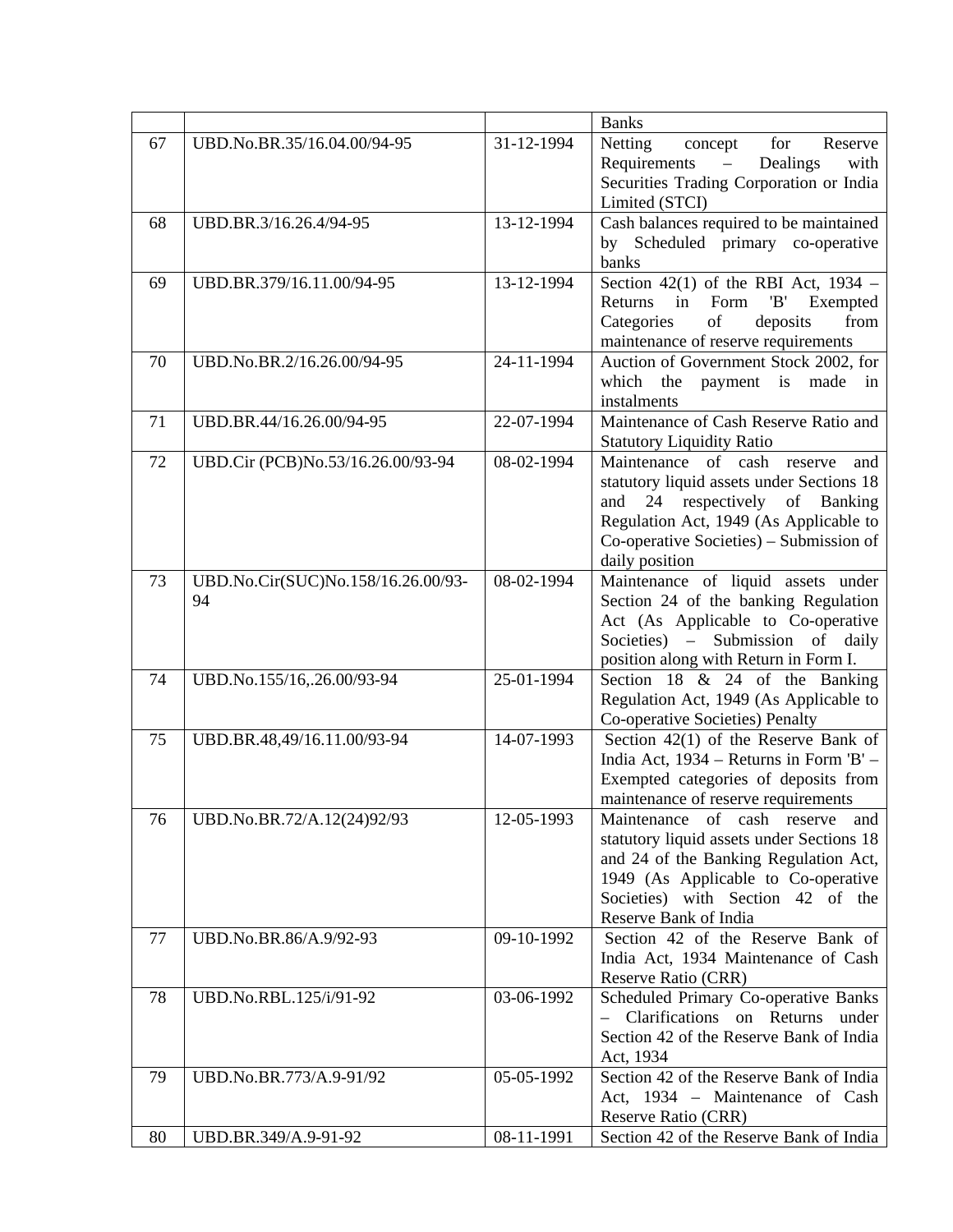|  |  |  | Banks |
|---|---|---|---|
| 67 | UBD.No.BR.35/16.04.00/94-95 | 31-12-1994 | Netting concept for Reserve Requirements – Dealings with Securities Trading Corporation or India Limited (STCI) |
| 68 | UBD.BR.3/16.26.4/94-95 | 13-12-1994 | Cash balances required to be maintained by Scheduled primary co-operative banks |
| 69 | UBD.BR.379/16.11.00/94-95 | 13-12-1994 | Section 42(1) of the RBI Act, 1934 – Returns in Form 'B' Exempted Categories of deposits from maintenance of reserve requirements |
| 70 | UBD.No.BR.2/16.26.00/94-95 | 24-11-1994 | Auction of Government Stock 2002, for which the payment is made in instalments |
| 71 | UBD.BR.44/16.26.00/94-95 | 22-07-1994 | Maintenance of Cash Reserve Ratio and Statutory Liquidity Ratio |
| 72 | UBD.Cir (PCB)No.53/16.26.00/93-94 | 08-02-1994 | Maintenance of cash reserve and statutory liquid assets under Sections 18 and 24 respectively of Banking Regulation Act, 1949 (As Applicable to Co-operative Societies) – Submission of daily position |
| 73 | UBD.No.Cir(SUC)No.158/16.26.00/93-94 | 08-02-1994 | Maintenance of liquid assets under Section 24 of the banking Regulation Act (As Applicable to Co-operative Societies) – Submission of daily position along with Return in Form I. |
| 74 | UBD.No.155/16,.26.00/93-94 | 25-01-1994 | Section 18 & 24 of the Banking Regulation Act, 1949 (As Applicable to Co-operative Societies) Penalty |
| 75 | UBD.BR.48,49/16.11.00/93-94 | 14-07-1993 | Section 42(1) of the Reserve Bank of India Act, 1934 – Returns in Form 'B' – Exempted categories of deposits from maintenance of reserve requirements |
| 76 | UBD.No.BR.72/A.12(24)92/93 | 12-05-1993 | Maintenance of cash reserve and statutory liquid assets under Sections 18 and 24 of the Banking Regulation Act, 1949 (As Applicable to Co-operative Societies) with Section 42 of the Reserve Bank of India |
| 77 | UBD.No.BR.86/A.9/92-93 | 09-10-1992 | Section 42 of the Reserve Bank of India Act, 1934 Maintenance of Cash Reserve Ratio (CRR) |
| 78 | UBD.No.RBL.125/i/91-92 | 03-06-1992 | Scheduled Primary Co-operative Banks – Clarifications on Returns under Section 42 of the Reserve Bank of India Act, 1934 |
| 79 | UBD.No.BR.773/A.9-91/92 | 05-05-1992 | Section 42 of the Reserve Bank of India Act, 1934 – Maintenance of Cash Reserve Ratio (CRR) |
| 80 | UBD.BR.349/A.9-91-92 | 08-11-1991 | Section 42 of the Reserve Bank of India |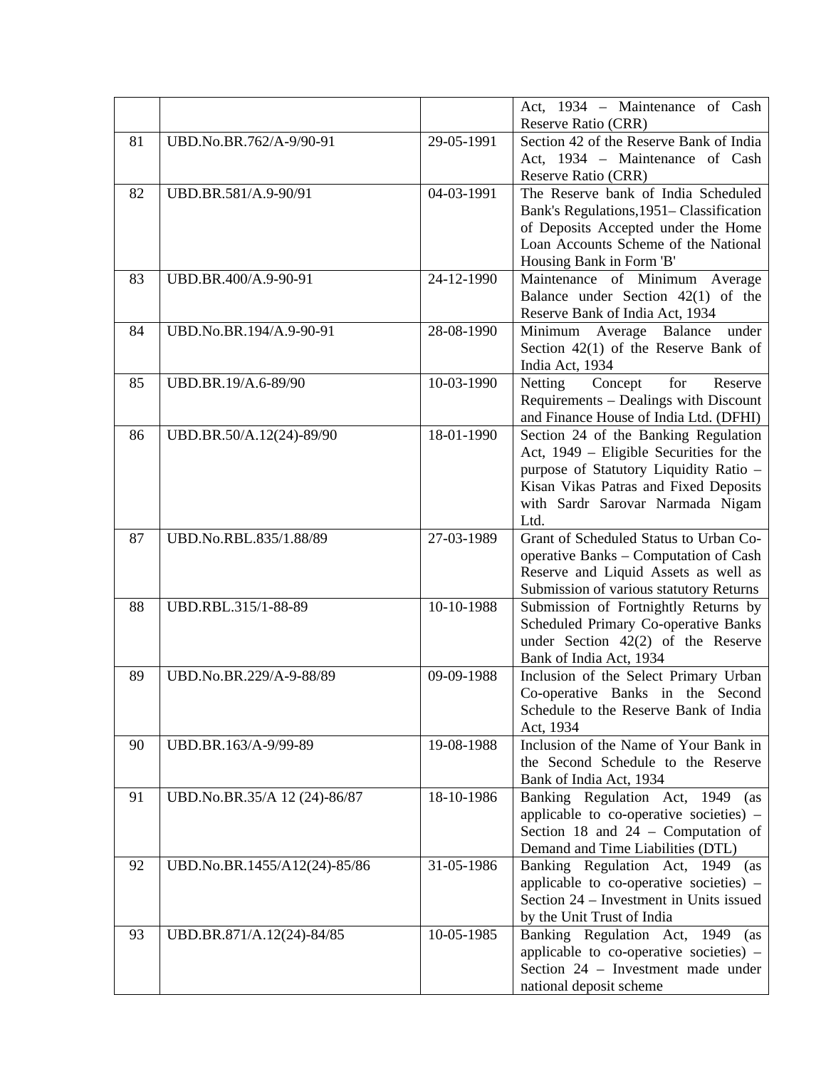|  |  |  |  |
|---|---|---|---|
|  |  |  | Act, 1934 – Maintenance of Cash Reserve Ratio (CRR) |
| 81 | UBD.No.BR.762/A-9/90-91 | 29-05-1991 | Section 42 of the Reserve Bank of India Act, 1934 – Maintenance of Cash Reserve Ratio (CRR) |
| 82 | UBD.BR.581/A.9-90/91 | 04-03-1991 | The Reserve bank of India Scheduled Bank's Regulations,1951– Classification of Deposits Accepted under the Home Loan Accounts Scheme of the National Housing Bank in Form 'B' |
| 83 | UBD.BR.400/A.9-90-91 | 24-12-1990 | Maintenance of Minimum Average Balance under Section 42(1) of the Reserve Bank of India Act, 1934 |
| 84 | UBD.No.BR.194/A.9-90-91 | 28-08-1990 | Minimum Average Balance under Section 42(1) of the Reserve Bank of India Act, 1934 |
| 85 | UBD.BR.19/A.6-89/90 | 10-03-1990 | Netting Concept for Reserve Requirements – Dealings with Discount and Finance House of India Ltd. (DFHI) |
| 86 | UBD.BR.50/A.12(24)-89/90 | 18-01-1990 | Section 24 of the Banking Regulation Act, 1949 – Eligible Securities for the purpose of Statutory Liquidity Ratio – Kisan Vikas Patras and Fixed Deposits with Sardr Sarovar Narmada Nigam Ltd. |
| 87 | UBD.No.RBL.835/1.88/89 | 27-03-1989 | Grant of Scheduled Status to Urban Co-operative Banks – Computation of Cash Reserve and Liquid Assets as well as Submission of various statutory Returns |
| 88 | UBD.RBL.315/1-88-89 | 10-10-1988 | Submission of Fortnightly Returns by Scheduled Primary Co-operative Banks under Section 42(2) of the Reserve Bank of India Act, 1934 |
| 89 | UBD.No.BR.229/A-9-88/89 | 09-09-1988 | Inclusion of the Select Primary Urban Co-operative Banks in the Second Schedule to the Reserve Bank of India Act, 1934 |
| 90 | UBD.BR.163/A-9/99-89 | 19-08-1988 | Inclusion of the Name of Your Bank in the Second Schedule to the Reserve Bank of India Act, 1934 |
| 91 | UBD.No.BR.35/A 12 (24)-86/87 | 18-10-1986 | Banking Regulation Act, 1949 (as applicable to co-operative societies) – Section 18 and 24 – Computation of Demand and Time Liabilities (DTL) |
| 92 | UBD.No.BR.1455/A12(24)-85/86 | 31-05-1986 | Banking Regulation Act, 1949 (as applicable to co-operative societies) – Section 24 – Investment in Units issued by the Unit Trust of India |
| 93 | UBD.BR.871/A.12(24)-84/85 | 10-05-1985 | Banking Regulation Act, 1949 (as applicable to co-operative societies) – Section 24 – Investment made under national deposit scheme |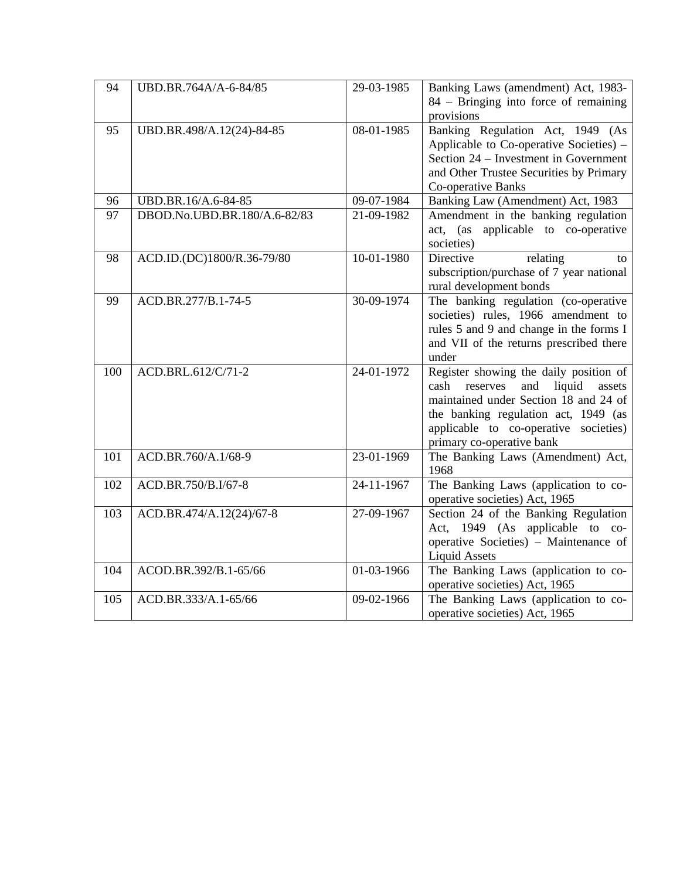| | | | |
|---|---|---|---|
| 94 | UBD.BR.764A/A-6-84/85 | 29-03-1985 | Banking Laws (amendment) Act, 1983-84 – Bringing into force of remaining provisions |
| 95 | UBD.BR.498/A.12(24)-84-85 | 08-01-1985 | Banking Regulation Act, 1949 (As Applicable to Co-operative Societies) – Section 24 – Investment in Government and Other Trustee Securities by Primary Co-operative Banks |
| 96 | UBD.BR.16/A.6-84-85 | 09-07-1984 | Banking Law (Amendment) Act, 1983 |
| 97 | DBOD.No.UBD.BR.180/A.6-82/83 | 21-09-1982 | Amendment in the banking regulation act, (as applicable to co-operative societies) |
| 98 | ACD.ID.(DC)1800/R.36-79/80 | 10-01-1980 | Directive relating to subscription/purchase of 7 year national rural development bonds |
| 99 | ACD.BR.277/B.1-74-5 | 30-09-1974 | The banking regulation (co-operative societies) rules, 1966 amendment to rules 5 and 9 and change in the forms I and VII of the returns prescribed there under |
| 100 | ACD.BRL.612/C/71-2 | 24-01-1972 | Register showing the daily position of cash reserves and liquid assets maintained under Section 18 and 24 of the banking regulation act, 1949 (as applicable to co-operative societies) primary co-operative bank |
| 101 | ACD.BR.760/A.1/68-9 | 23-01-1969 | The Banking Laws (Amendment) Act, 1968 |
| 102 | ACD.BR.750/B.I/67-8 | 24-11-1967 | The Banking Laws (application to co-operative societies) Act, 1965 |
| 103 | ACD.BR.474/A.12(24)/67-8 | 27-09-1967 | Section 24 of the Banking Regulation Act, 1949 (As applicable to co-operative Societies) – Maintenance of Liquid Assets |
| 104 | ACOD.BR.392/B.1-65/66 | 01-03-1966 | The Banking Laws (application to co-operative societies) Act, 1965 |
| 105 | ACD.BR.333/A.1-65/66 | 09-02-1966 | The Banking Laws (application to co-operative societies) Act, 1965 |